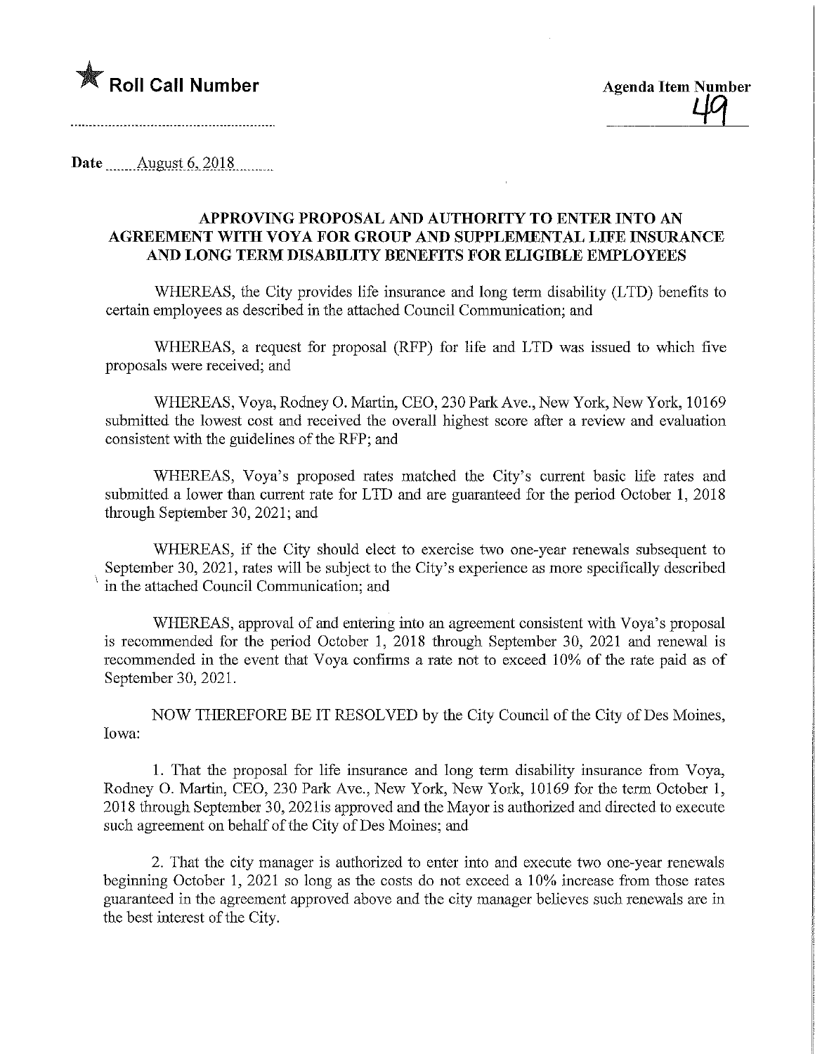★ **Roll Call Number**

**Agenda Item Number**
49

**Date** August 6, 2018

**APPROVING PROPOSAL AND AUTHORITY TO ENTER INTO AN AGREEMENT WITH VOYA FOR GROUP AND SUPPLEMENTAL LIFE INSURANCE AND LONG TERM DISABILITY BENEFITS FOR ELIGIBLE EMPLOYEES**

WHEREAS, the City provides life insurance and long term disability (LTD) benefits to certain employees as described in the attached Council Communication; and

WHEREAS, a request for proposal (RFP) for life and LTD was issued to which five proposals were received; and

WHEREAS, Voya, Rodney O. Martin, CEO, 230 Park Ave., New York, New York, 10169 submitted the lowest cost and received the overall highest score after a review and evaluation consistent with the guidelines of the RFP; and

WHEREAS, Voya's proposed rates matched the City's current basic life rates and submitted a lower than current rate for LTD and are guaranteed for the period October 1, 2018 through September 30, 2021; and

WHEREAS, if the City should elect to exercise two one-year renewals subsequent to September 30, 2021, rates will be subject to the City's experience as more specifically described in the attached Council Communication; and

WHEREAS, approval of and entering into an agreement consistent with Voya's proposal is recommended for the period October 1, 2018 through September 30, 2021 and renewal is recommended in the event that Voya confirms a rate not to exceed 10% of the rate paid as of September 30, 2021.

NOW THEREFORE BE IT RESOLVED by the City Council of the City of Des Moines, Iowa:

1. That the proposal for life insurance and long term disability insurance from Voya, Rodney O. Martin, CEO, 230 Park Ave., New York, New York, 10169 for the term October 1, 2018 through September 30, 2021 is approved and the Mayor is authorized and directed to execute such agreement on behalf of the City of Des Moines; and

2. That the city manager is authorized to enter into and execute two one-year renewals beginning October 1, 2021 so long as the costs do not exceed a 10% increase from those rates guaranteed in the agreement approved above and the city manager believes such renewals are in the best interest of the City.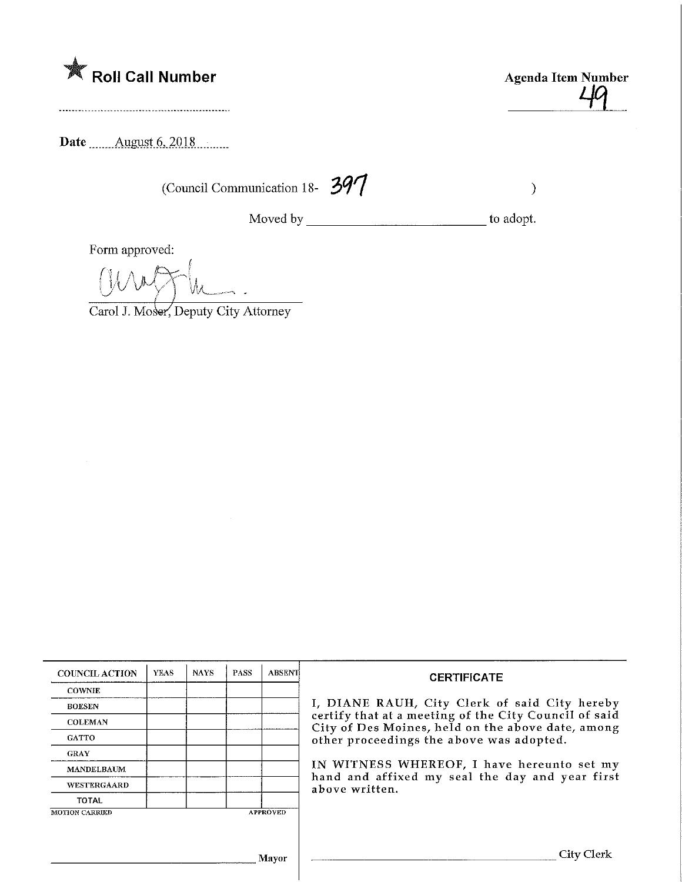★ **Roll Call Number**

**Agenda Item Number**
49

**Date** August 6, 2018

(Council Communication 18- 397 )

Moved by ____________________ to adopt.

Form approved:

Carol J. Moser, Deputy City Attorney

| COUNCIL ACTION | YEAS | NAYS | PASS | ABSENT |
|---|---|---|---|---|
| COWNIE | | | | |
| BOESEN | | | | |
| COLEMAN | | | | |
| GATTO | | | | |
| GRAY | | | | |
| MANDELBAUM | | | | |
| WESTERGAARD | | | | |
| TOTAL | | | | |

MOTION CARRIED APPROVED

____________________ Mayor

**CERTIFICATE**

I, DIANE RAUH, City Clerk of said City hereby certify that at a meeting of the City Council of said City of Des Moines, held on the above date, among other proceedings the above was adopted.

IN WITNESS WHEREOF, I have hereunto set my hand and affixed my seal the day and year first above written.

____________________ City Clerk